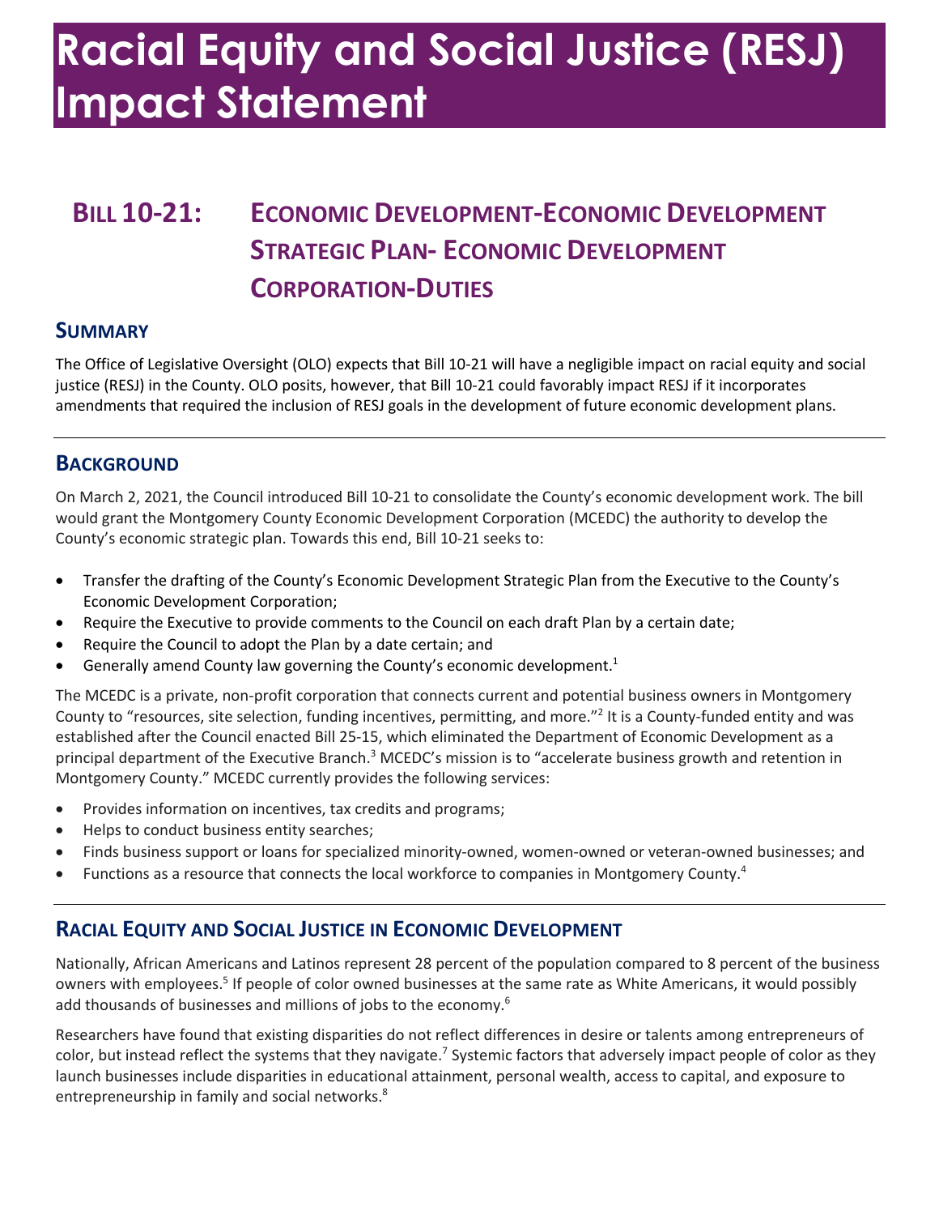# Racial Equity and Social Justice (RESJ) Impact Statement

## BILL 10-21: ECONOMIC DEVELOPMENT-ECONOMIC DEVELOPMENT STRATEGIC PLAN- ECONOMIC DEVELOPMENT CORPORATION-DUTIES

### SUMMARY

The Office of Legislative Oversight (OLO) expects that Bill 10-21 will have a negligible impact on racial equity and social justice (RESJ) in the County. OLO posits, however, that Bill 10-21 could favorably impact RESJ if it incorporates amendments that required the inclusion of RESJ goals in the development of future economic development plans.

---

### BACKGROUND

On March 2, 2021, the Council introduced Bill 10-21 to consolidate the County's economic development work. The bill would grant the Montgomery County Economic Development Corporation (MCEDC) the authority to develop the County's economic strategic plan. Towards this end, Bill 10-21 seeks to:

- Transfer the drafting of the County's Economic Development Strategic Plan from the Executive to the County's Economic Development Corporation;
- Require the Executive to provide comments to the Council on each draft Plan by a certain date;
- Require the Council to adopt the Plan by a date certain; and
- Generally amend County law governing the County's economic development.[1]

The MCEDC is a private, non-profit corporation that connects current and potential business owners in Montgomery County to "resources, site selection, funding incentives, permitting, and more."[2] It is a County-funded entity and was established after the Council enacted Bill 25-15, which eliminated the Department of Economic Development as a principal department of the Executive Branch.[3] MCEDC's mission is to "accelerate business growth and retention in Montgomery County." MCEDC currently provides the following services:

- Provides information on incentives, tax credits and programs;
- Helps to conduct business entity searches;
- Finds business support or loans for specialized minority-owned, women-owned or veteran-owned businesses; and
- Functions as a resource that connects the local workforce to companies in Montgomery County.[4]

---

### RACIAL EQUITY AND SOCIAL JUSTICE IN ECONOMIC DEVELOPMENT

Nationally, African Americans and Latinos represent 28 percent of the population compared to 8 percent of the business owners with employees.[5] If people of color owned businesses at the same rate as White Americans, it would possibly add thousands of businesses and millions of jobs to the economy.[6]

Researchers have found that existing disparities do not reflect differences in desire or talents among entrepreneurs of color, but instead reflect the systems that they navigate.[7] Systemic factors that adversely impact people of color as they launch businesses include disparities in educational attainment, personal wealth, access to capital, and exposure to entrepreneurship in family and social networks.[8]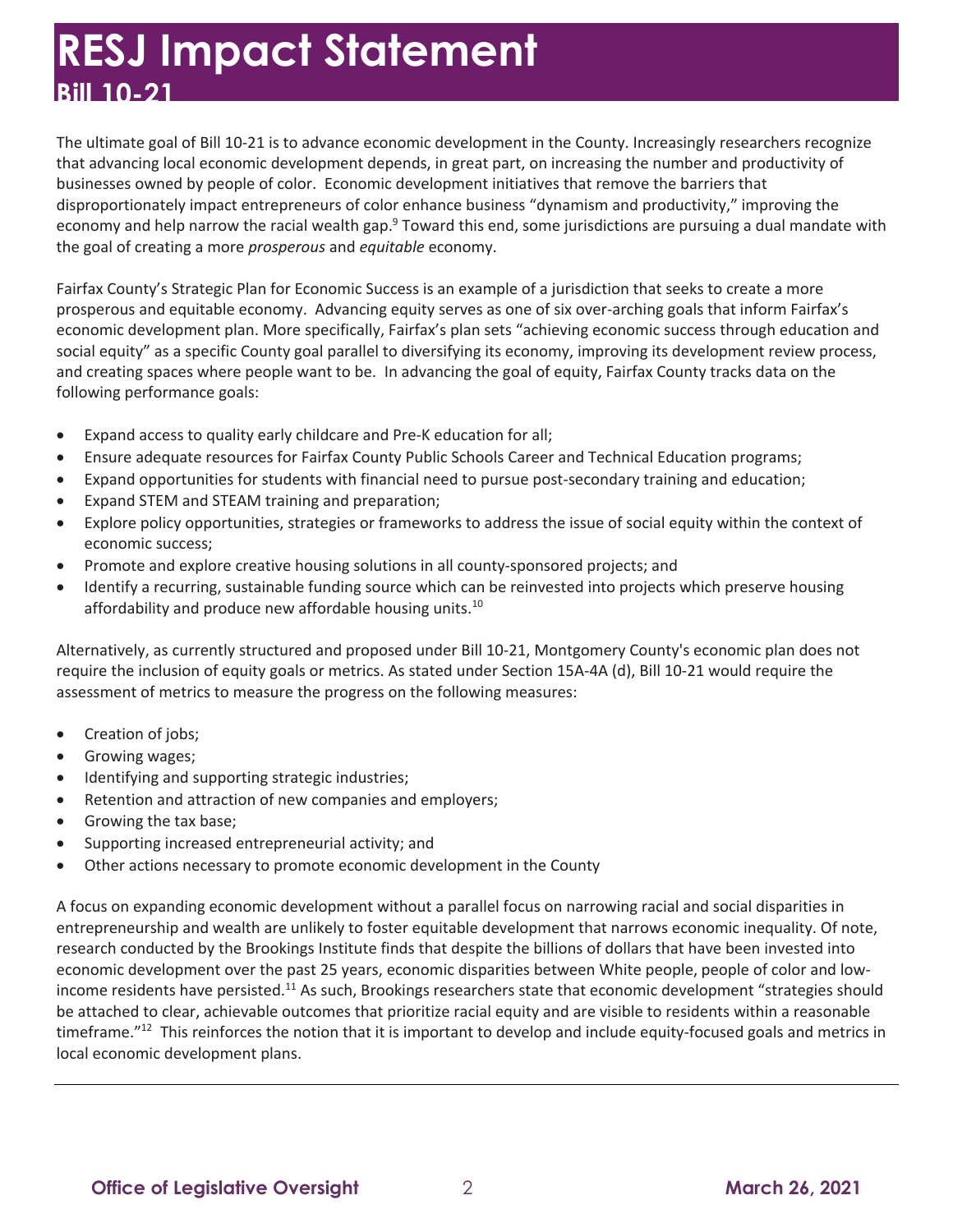The ultimate goal of Bill 10-21 is to advance economic development in the County. Increasingly researchers recognize that advancing local economic development depends, in great part, on increasing the number and productivity of businesses owned by people of color. Economic development initiatives that remove the barriers that disproportionately impact entrepreneurs of color enhance business "dynamism and productivity," improving the economy and help narrow the racial wealth gap.[9] Toward this end, some jurisdictions are pursuing a dual mandate with the goal of creating a more *prosperous* and *equitable* economy.

Fairfax County's Strategic Plan for Economic Success is an example of a jurisdiction that seeks to create a more prosperous and equitable economy. Advancing equity serves as one of six over-arching goals that inform Fairfax's economic development plan. More specifically, Fairfax's plan sets "achieving economic success through education and social equity" as a specific County goal parallel to diversifying its economy, improving its development review process, and creating spaces where people want to be. In advancing the goal of equity, Fairfax County tracks data on the following performance goals:

- Expand access to quality early childcare and Pre-K education for all;
- Ensure adequate resources for Fairfax County Public Schools Career and Technical Education programs;
- Expand opportunities for students with financial need to pursue post-secondary training and education;
- Expand STEM and STEAM training and preparation;
- Explore policy opportunities, strategies or frameworks to address the issue of social equity within the context of economic success;
- Promote and explore creative housing solutions in all county-sponsored projects; and
- Identify a recurring, sustainable funding source which can be reinvested into projects which preserve housing affordability and produce new affordable housing units.[10]

Alternatively, as currently structured and proposed under Bill 10-21, Montgomery County's economic plan does not require the inclusion of equity goals or metrics. As stated under Section 15A-4A (d), Bill 10-21 would require the assessment of metrics to measure the progress on the following measures:

- Creation of jobs;
- Growing wages;
- Identifying and supporting strategic industries;
- Retention and attraction of new companies and employers;
- Growing the tax base;
- Supporting increased entrepreneurial activity; and
- Other actions necessary to promote economic development in the County

A focus on expanding economic development without a parallel focus on narrowing racial and social disparities in entrepreneurship and wealth are unlikely to foster equitable development that narrows economic inequality. Of note, research conducted by the Brookings Institute finds that despite the billions of dollars that have been invested into economic development over the past 25 years, economic disparities between White people, people of color and low-income residents have persisted.[11] As such, Brookings researchers state that economic development "strategies should be attached to clear, achievable outcomes that prioritize racial equity and are visible to residents within a reasonable timeframe."[12] This reinforces the notion that it is important to develop and include equity-focused goals and metrics in local economic development plans.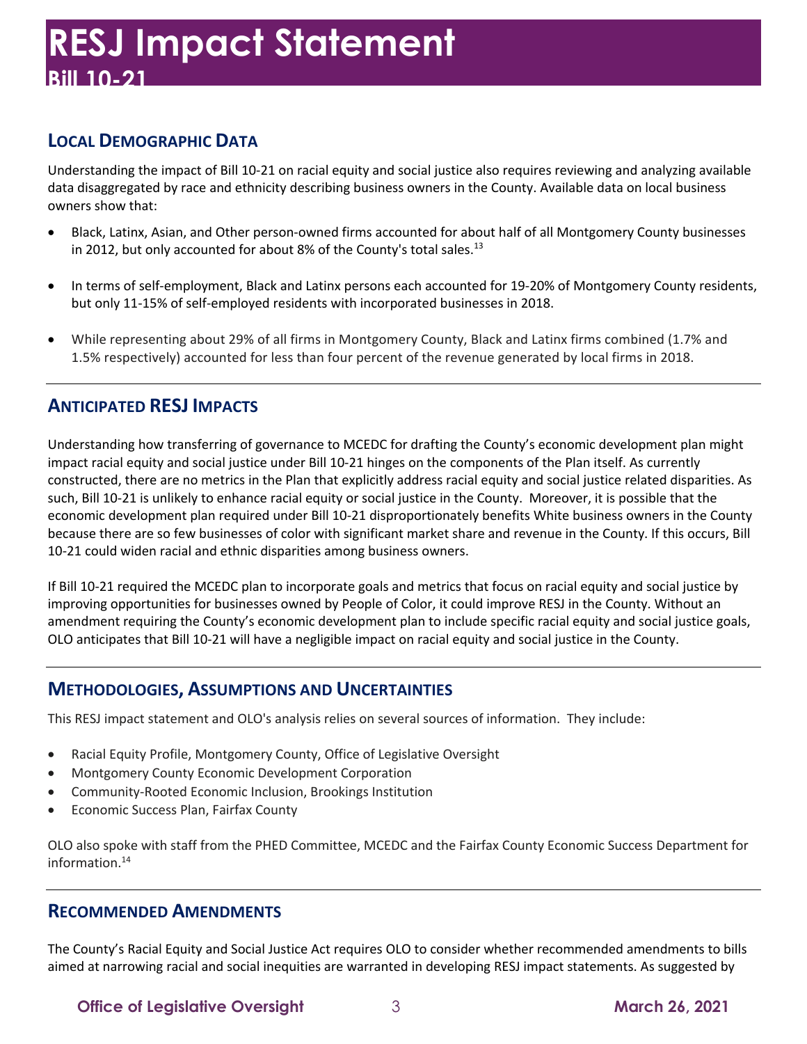# RESJ Impact Statement

**Bill 10-21**

## Local Demographic Data

Understanding the impact of Bill 10-21 on racial equity and social justice also requires reviewing and analyzing available data disaggregated by race and ethnicity describing business owners in the County. Available data on local business owners show that:

- Black, Latinx, Asian, and Other person-owned firms accounted for about half of all Montgomery County businesses in 2012, but only accounted for about 8% of the County's total sales.[13]
- In terms of self-employment, Black and Latinx persons each accounted for 19-20% of Montgomery County residents, but only 11-15% of self-employed residents with incorporated businesses in 2018.
- While representing about 29% of all firms in Montgomery County, Black and Latinx firms combined (1.7% and 1.5% respectively) accounted for less than four percent of the revenue generated by local firms in 2018.

## Anticipated RESJ Impacts

Understanding how transferring of governance to MCEDC for drafting the County's economic development plan might impact racial equity and social justice under Bill 10-21 hinges on the components of the Plan itself. As currently constructed, there are no metrics in the Plan that explicitly address racial equity and social justice related disparities. As such, Bill 10-21 is unlikely to enhance racial equity or social justice in the County. Moreover, it is possible that the economic development plan required under Bill 10-21 disproportionately benefits White business owners in the County because there are so few businesses of color with significant market share and revenue in the County. If this occurs, Bill 10-21 could widen racial and ethnic disparities among business owners.

If Bill 10-21 required the MCEDC plan to incorporate goals and metrics that focus on racial equity and social justice by improving opportunities for businesses owned by People of Color, it could improve RESJ in the County. Without an amendment requiring the County's economic development plan to include specific racial equity and social justice goals, OLO anticipates that Bill 10-21 will have a negligible impact on racial equity and social justice in the County.

## Methodologies, Assumptions and Uncertainties

This RESJ impact statement and OLO's analysis relies on several sources of information. They include:

- Racial Equity Profile, Montgomery County, Office of Legislative Oversight
- Montgomery County Economic Development Corporation
- Community-Rooted Economic Inclusion, Brookings Institution
- Economic Success Plan, Fairfax County

OLO also spoke with staff from the PHED Committee, MCEDC and the Fairfax County Economic Success Department for information.[14]

## Recommended Amendments

The County's Racial Equity and Social Justice Act requires OLO to consider whether recommended amendments to bills aimed at narrowing racial and social inequities are warranted in developing RESJ impact statements. As suggested by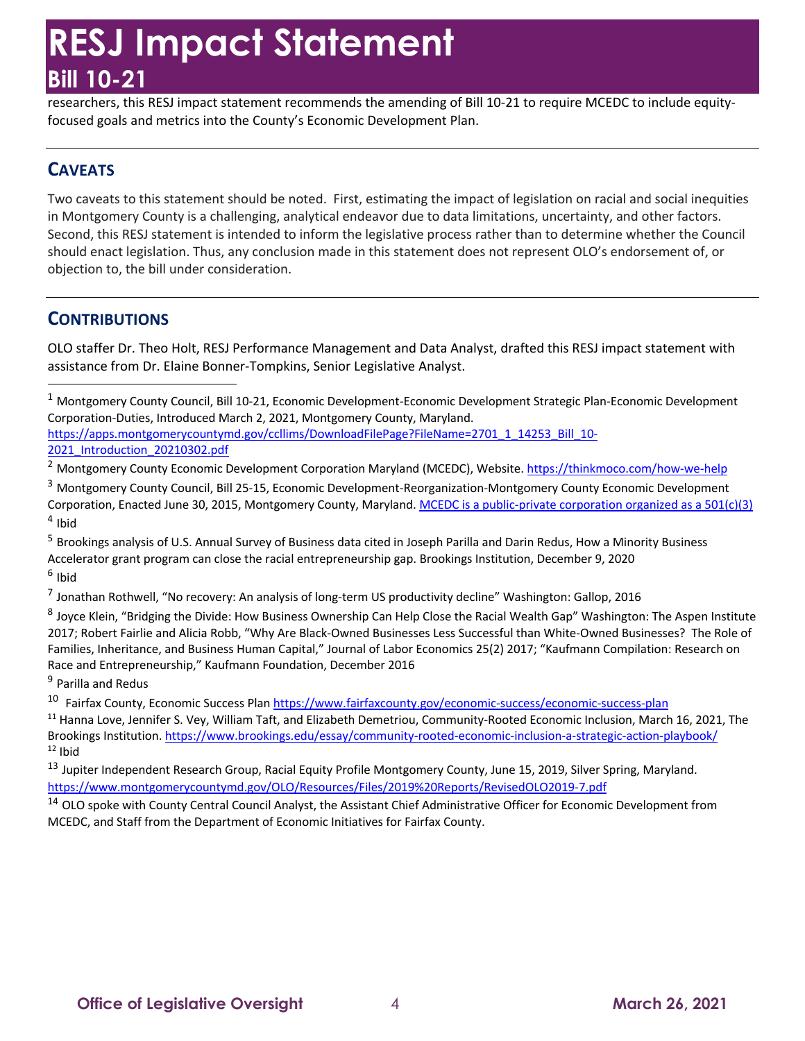researchers, this RESJ impact statement recommends the amending of Bill 10-21 to require MCEDC to include equity-focused goals and metrics into the County's Economic Development Plan.

## CAVEATS

Two caveats to this statement should be noted. First, estimating the impact of legislation on racial and social inequities in Montgomery County is a challenging, analytical endeavor due to data limitations, uncertainty, and other factors. Second, this RESJ statement is intended to inform the legislative process rather than to determine whether the Council should enact legislation. Thus, any conclusion made in this statement does not represent OLO's endorsement of, or objection to, the bill under consideration.

## CONTRIBUTIONS

OLO staffer Dr. Theo Holt, RESJ Performance Management and Data Analyst, drafted this RESJ impact statement with assistance from Dr. Elaine Bonner-Tompkins, Senior Legislative Analyst.

---

[1] Montgomery County Council, Bill 10-21, Economic Development-Economic Development Strategic Plan-Economic Development Corporation-Duties, Introduced March 2, 2021, Montgomery County, Maryland. https://apps.montgomerycountymd.gov/ccllims/DownloadFilePage?FileName=2701_1_14253_Bill_10-2021_Introduction_20210302.pdf

[2] Montgomery County Economic Development Corporation Maryland (MCEDC), Website. https://thinkmoco.com/how-we-help

[3] Montgomery County Council, Bill 25-15, Economic Development-Reorganization-Montgomery County Economic Development Corporation, Enacted June 30, 2015, Montgomery County, Maryland. MCEDC is a public-private corporation organized as a 501(c)(3)

[4] Ibid

[5] Brookings analysis of U.S. Annual Survey of Business data cited in Joseph Parilla and Darin Redus, How a Minority Business Accelerator grant program can close the racial entrepreneurship gap. Brookings Institution, December 9, 2020

[6] Ibid

[7] Jonathan Rothwell, "No recovery: An analysis of long-term US productivity decline" Washington: Gallop, 2016

[8] Joyce Klein, "Bridging the Divide: How Business Ownership Can Help Close the Racial Wealth Gap" Washington: The Aspen Institute 2017; Robert Fairlie and Alicia Robb, "Why Are Black-Owned Businesses Less Successful than White-Owned Businesses? The Role of Families, Inheritance, and Business Human Capital," Journal of Labor Economics 25(2) 2017; "Kaufmann Compilation: Research on Race and Entrepreneurship," Kaufmann Foundation, December 2016

[9] Parilla and Redus

[10] Fairfax County, Economic Success Plan https://www.fairfaxcounty.gov/economic-success/economic-success-plan

[11] Hanna Love, Jennifer S. Vey, William Taft, and Elizabeth Demetriou, Community-Rooted Economic Inclusion, March 16, 2021, The Brookings Institution. https://www.brookings.edu/essay/community-rooted-economic-inclusion-a-strategic-action-playbook/

[12] Ibid

[13] Jupiter Independent Research Group, Racial Equity Profile Montgomery County, June 15, 2019, Silver Spring, Maryland. https://www.montgomerycountymd.gov/OLO/Resources/Files/2019%20Reports/RevisedOLO2019-7.pdf

[14] OLO spoke with County Central Council Analyst, the Assistant Chief Administrative Officer for Economic Development from MCEDC, and Staff from the Department of Economic Initiatives for Fairfax County.